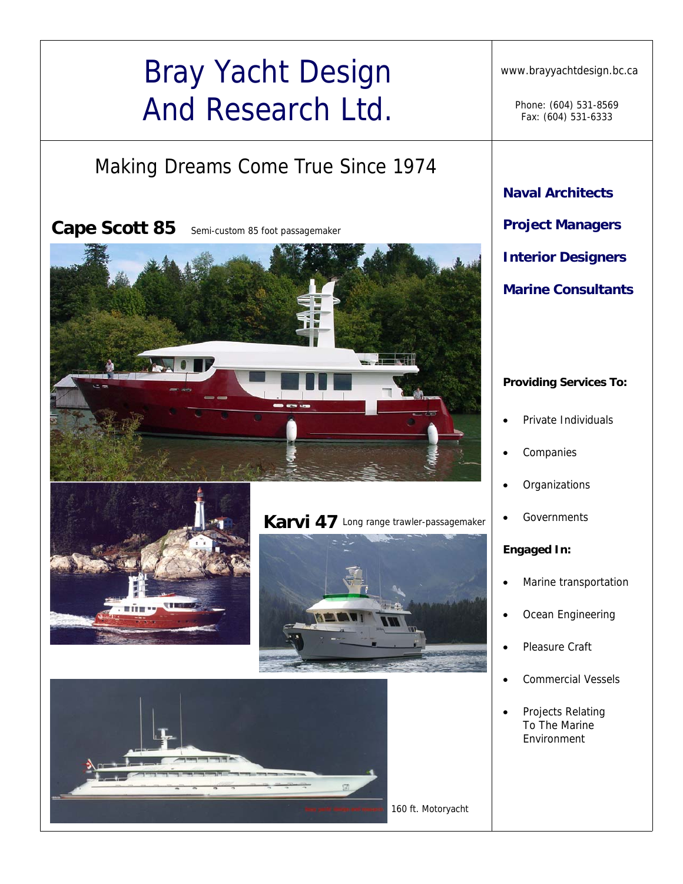# Bray Yacht Design And Research Ltd.

www.brayyachtdesign.bc.ca

Phone: (604) 531-8569
Fax: (604) 531-6333

## Making Dreams Come True Since 1974

**Naval Architects**

**Project Managers**

**Interior Designers**

**Marine Consultants**

### Cape Scott 85

Semi-custom 85 foot passagemaker

### Karvi 47

Long range trawler-passagemaker

160 ft. Motoryacht

**Providing Services To:**

- Private Individuals
- Companies
- Organizations
- Governments

**Engaged In:**

- Marine transportation
- Ocean Engineering
- Pleasure Craft
- Commercial Vessels
- Projects Relating To The Marine Environment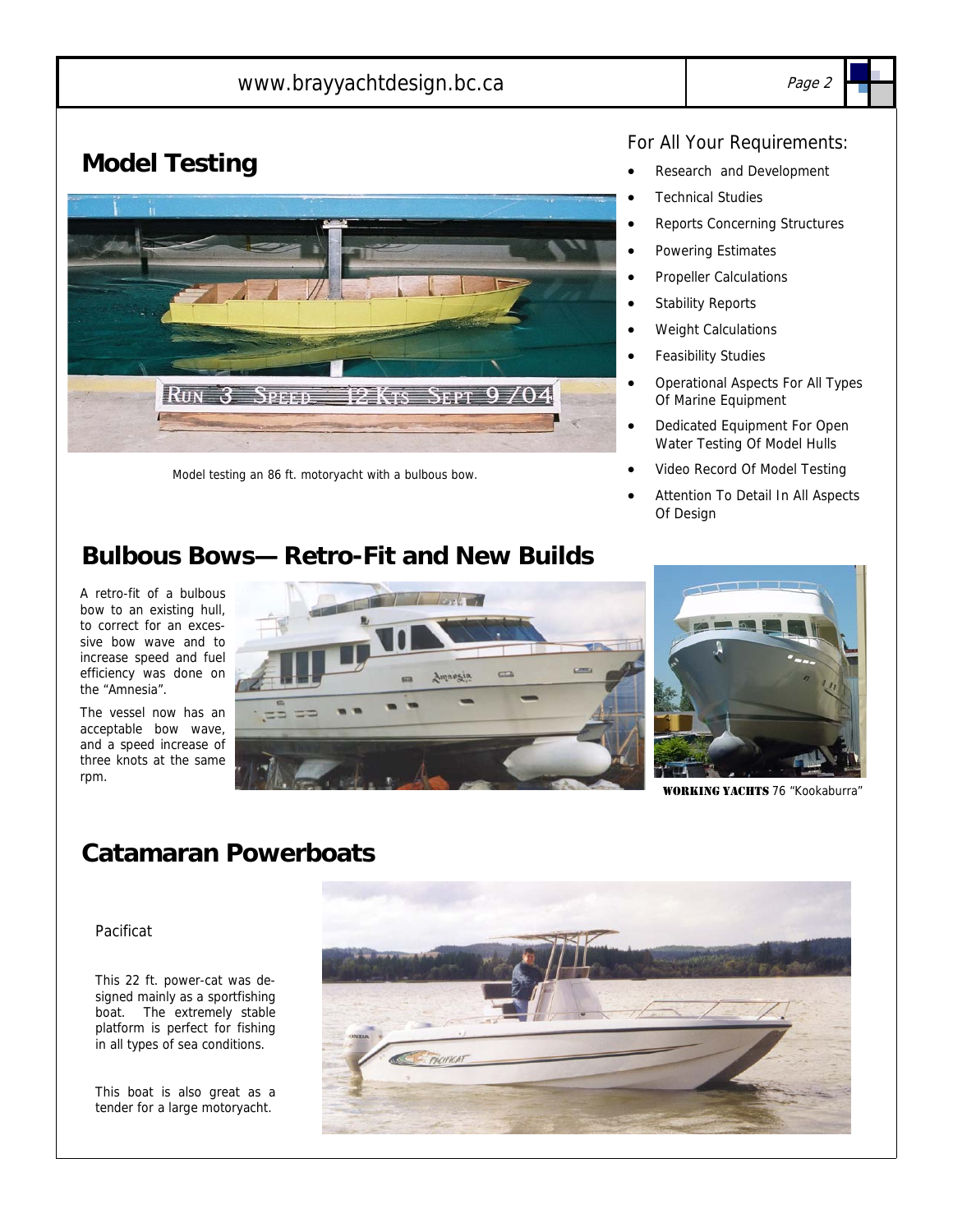## Model Testing

Model testing an 86 ft. motoryacht with a bulbous bow.

### For All Your Requirements:

- Research and Development
- Technical Studies
- Reports Concerning Structures
- Powering Estimates
- Propeller Calculations
- Stability Reports
- Weight Calculations
- Feasibility Studies
- Operational Aspects For All Types Of Marine Equipment
- Dedicated Equipment For Open Water Testing Of Model Hulls
- Video Record Of Model Testing
- Attention To Detail In All Aspects Of Design

## Bulbous Bows— Retro-Fit and New Builds

A retro-fit of a bulbous bow to an existing hull, to correct for an excessive bow wave and to increase speed and fuel efficiency was done on the "Amnesia".

The vessel now has an acceptable bow wave, and a speed increase of three knots at the same rpm.

**WORKING YACHTS** 76 "Kookaburra"

## Catamaran Powerboats

Pacificat

This 22 ft. power-cat was designed mainly as a sportfishing boat. The extremely stable platform is perfect for fishing in all types of sea conditions.

This boat is also great as a tender for a large motoryacht.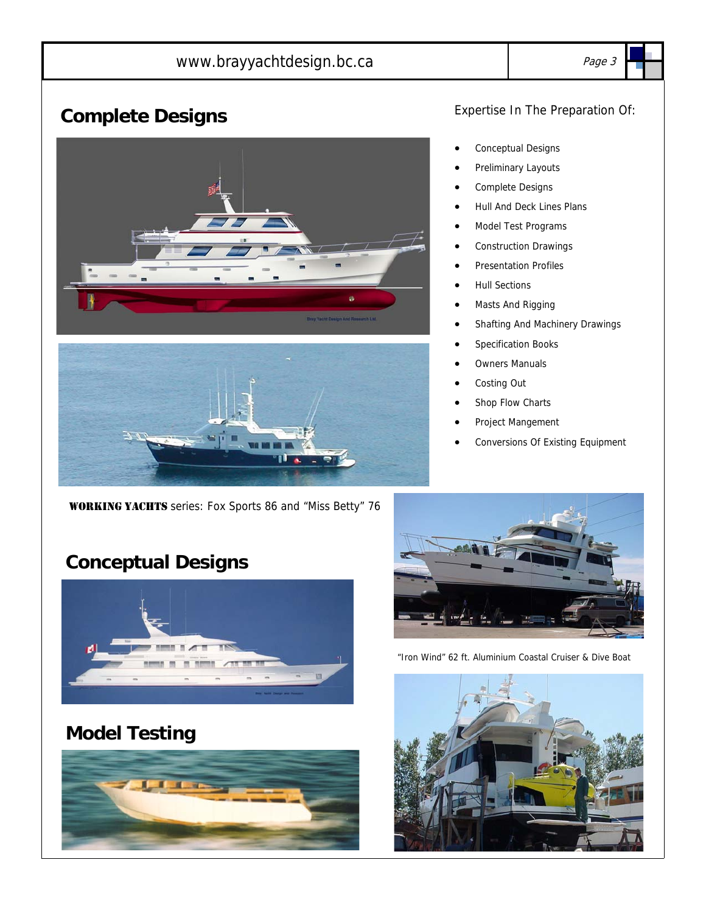## Complete Designs

Expertise In The Preparation Of:

- Conceptual Designs
- Preliminary Layouts
- Complete Designs
- Hull And Deck Lines Plans
- Model Test Programs
- Construction Drawings
- Presentation Profiles
- Hull Sections
- Masts And Rigging
- Shafting And Machinery Drawings
- Specification Books
- Owners Manuals
- Costing Out
- Shop Flow Charts
- Project Mangement
- Conversions Of Existing Equipment

**WORKING YACHTS** series: Fox Sports 86 and "Miss Betty" 76

"Iron Wind" 62 ft. Aluminium Coastal Cruiser & Dive Boat

## Conceptual Designs

## Model Testing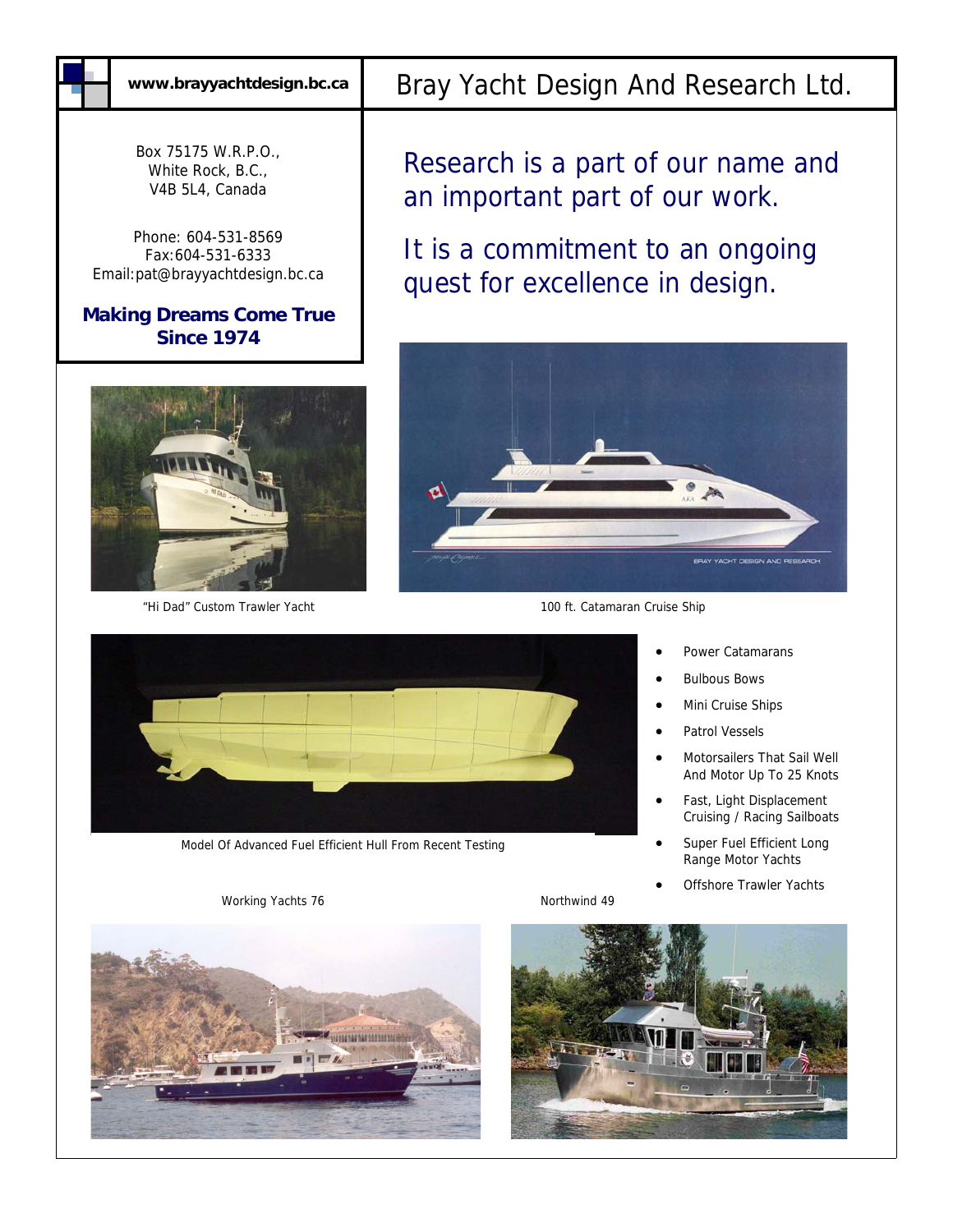www.brayyachtdesign.bc.ca

# Bray Yacht Design And Research Ltd.

Box 75175 W.R.P.O.,
White Rock, B.C.,
V4B 5L4, Canada

Phone: 604-531-8569
Fax:604-531-6333
Email:pat@brayyachtdesign.bc.ca

**Making Dreams Come True Since 1974**

## Research is a part of our name and an important part of our work.

## It is a commitment to an ongoing quest for excellence in design.

"Hi Dad" Custom Trawler Yacht

100 ft. Catamaran Cruise Ship

Model Of Advanced Fuel Efficient Hull From Recent Testing

- Power Catamarans
- Bulbous Bows
- Mini Cruise Ships
- Patrol Vessels
- Motorsailers That Sail Well And Motor Up To 25 Knots
- Fast, Light Displacement Cruising / Racing Sailboats
- Super Fuel Efficient Long Range Motor Yachts
- Offshore Trawler Yachts

Working Yachts 76

Northwind 49